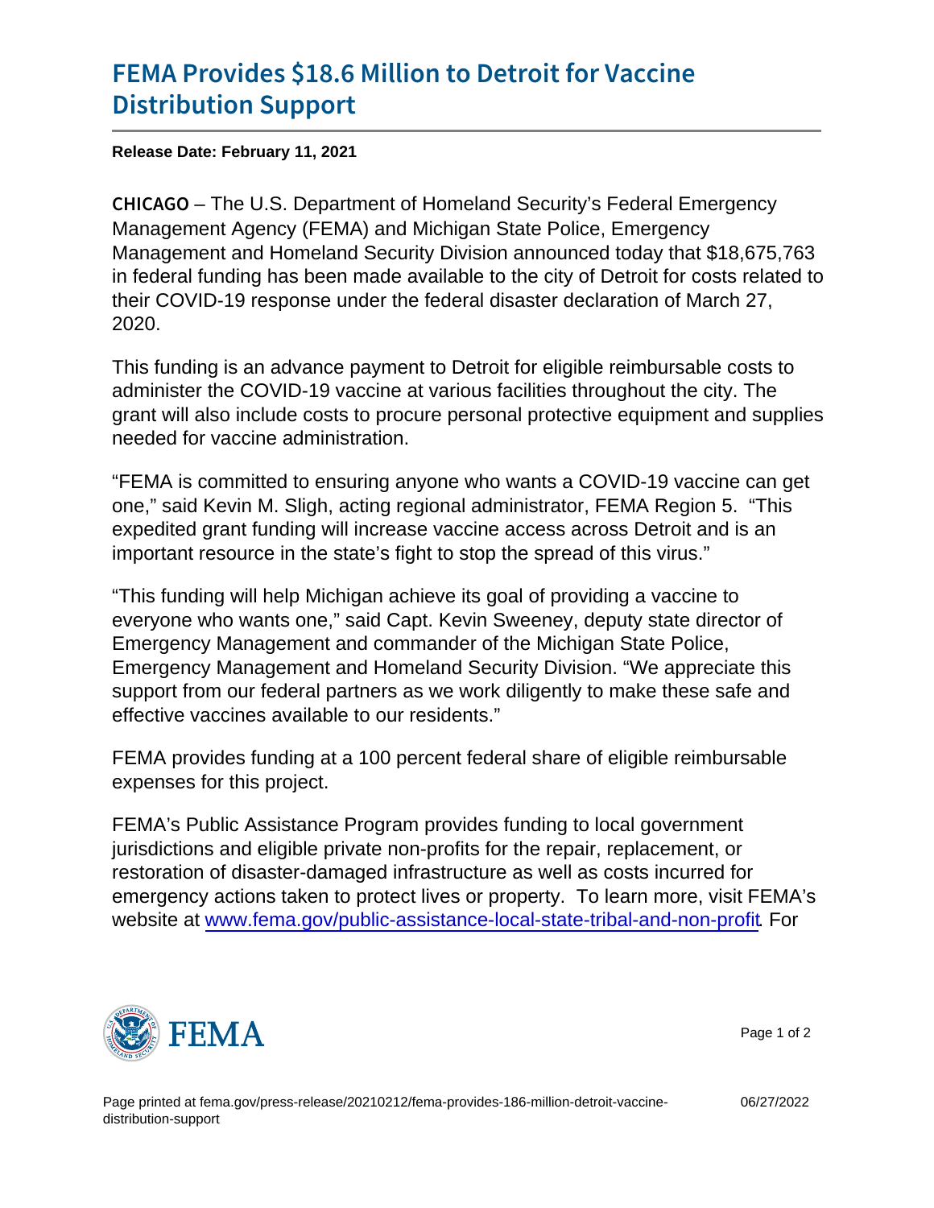# FEMA Provides $18.6 Million to Detroit for Vaccine Distribution Support

**Release Date: February 11, 2021**

CHICAGO – The U.S. Department of Homeland Security's Federal Emergency Management Agency (FEMA) and Michigan State Police, Emergency Management and Homeland Security Division announced today that $18,675,763 in federal funding has been made available to the city of Detroit for costs related to their COVID-19 response under the federal disaster declaration of March 27, 2020.

This funding is an advance payment to Detroit for eligible reimbursable costs to administer the COVID-19 vaccine at various facilities throughout the city. The grant will also include costs to procure personal protective equipment and supplies needed for vaccine administration.

"FEMA is committed to ensuring anyone who wants a COVID-19 vaccine can get one," said Kevin M. Sligh, acting regional administrator, FEMA Region 5. "This expedited grant funding will increase vaccine access across Detroit and is an important resource in the state's fight to stop the spread of this virus."

"This funding will help Michigan achieve its goal of providing a vaccine to everyone who wants one," said Capt. Kevin Sweeney, deputy state director of Emergency Management and commander of the Michigan State Police, Emergency Management and Homeland Security Division. "We appreciate this support from our federal partners as we work diligently to make these safe and effective vaccines available to our residents."

FEMA provides funding at a 100 percent federal share of eligible reimbursable expenses for this project.

FEMA's Public Assistance Program provides funding to local government jurisdictions and eligible private non-profits for the repair, replacement, or restoration of disaster-damaged infrastructure as well as costs incurred for emergency actions taken to protect lives or property. To learn more, visit FEMA's website at www.fema.gov/public-assistance-local-state-tribal-and-non-profit. For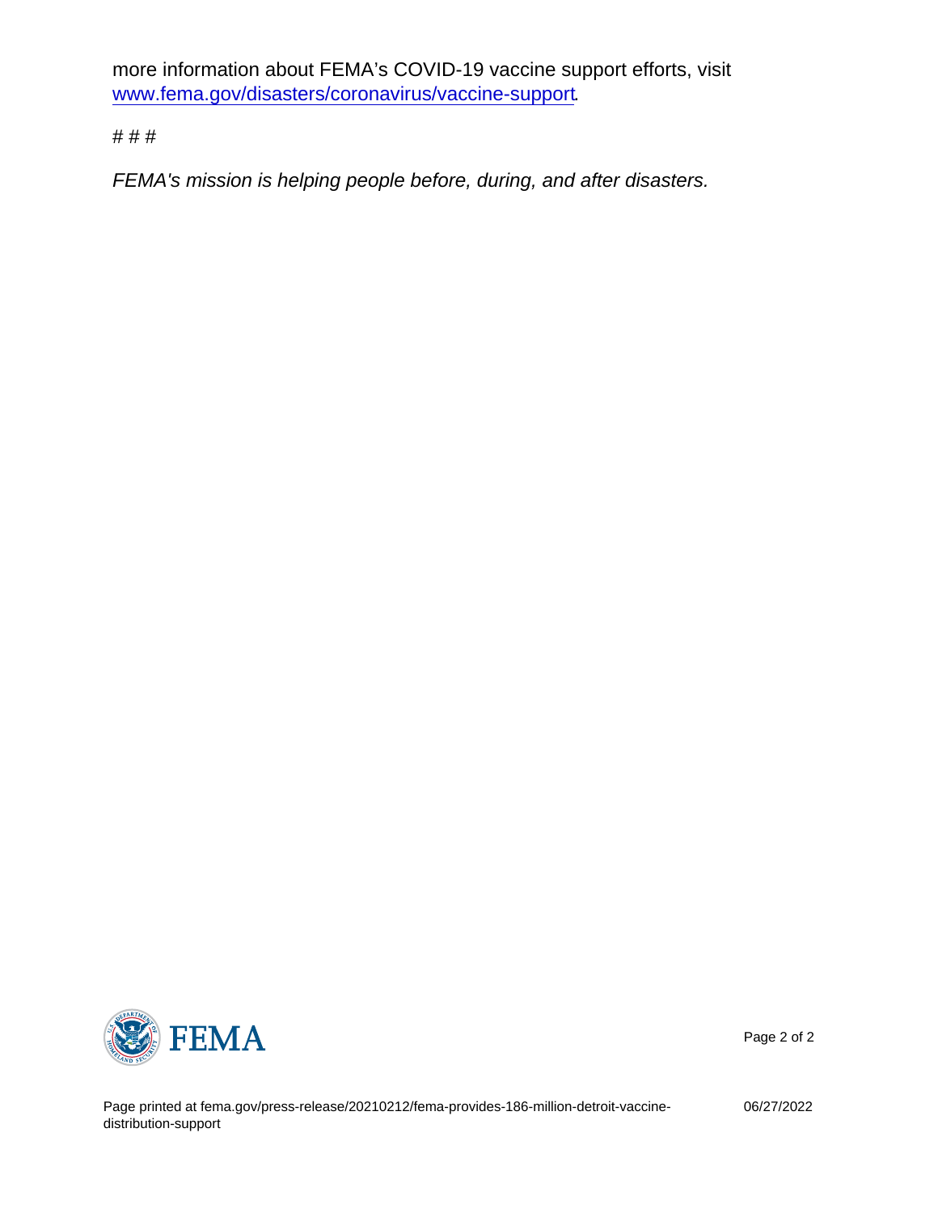more information about FEMA's COVID-19 vaccine support efforts, visit [www.fema.gov/disasters/coronavirus/vaccine-support](http://www.fema.gov/disasters/coronavirus/vaccine-support).

# # #

*FEMA's mission is helping people before, during, and after disasters.*